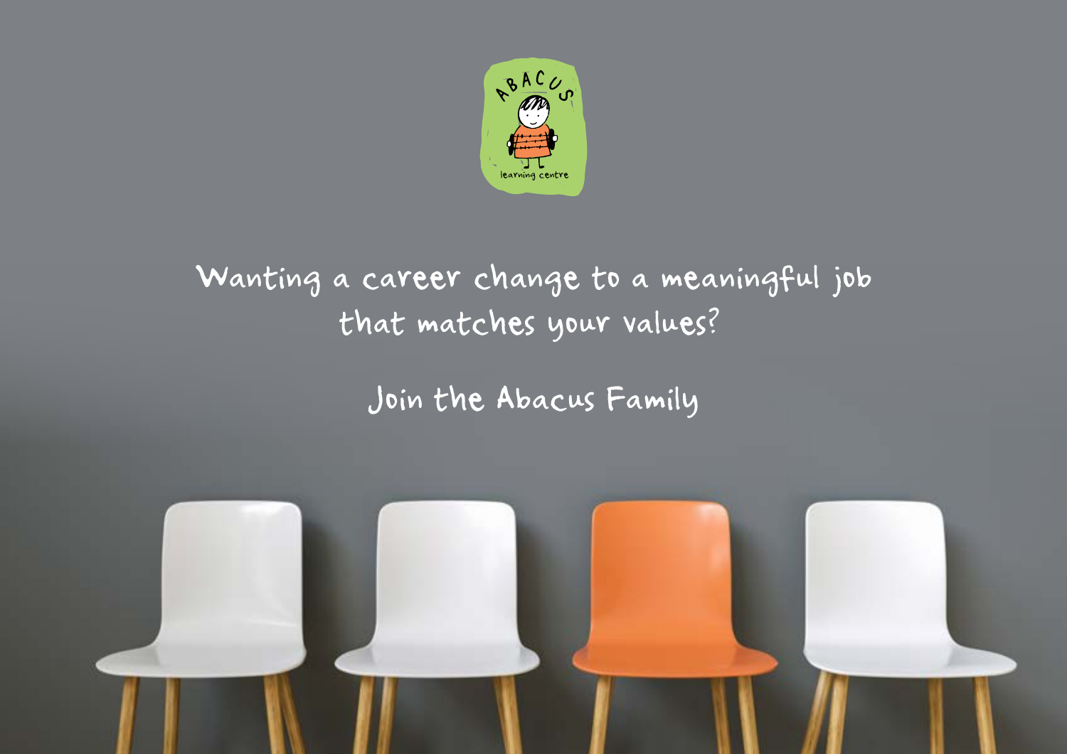# Wanting a career change to a meaningful job that matches your values?

## Join the Abacus Family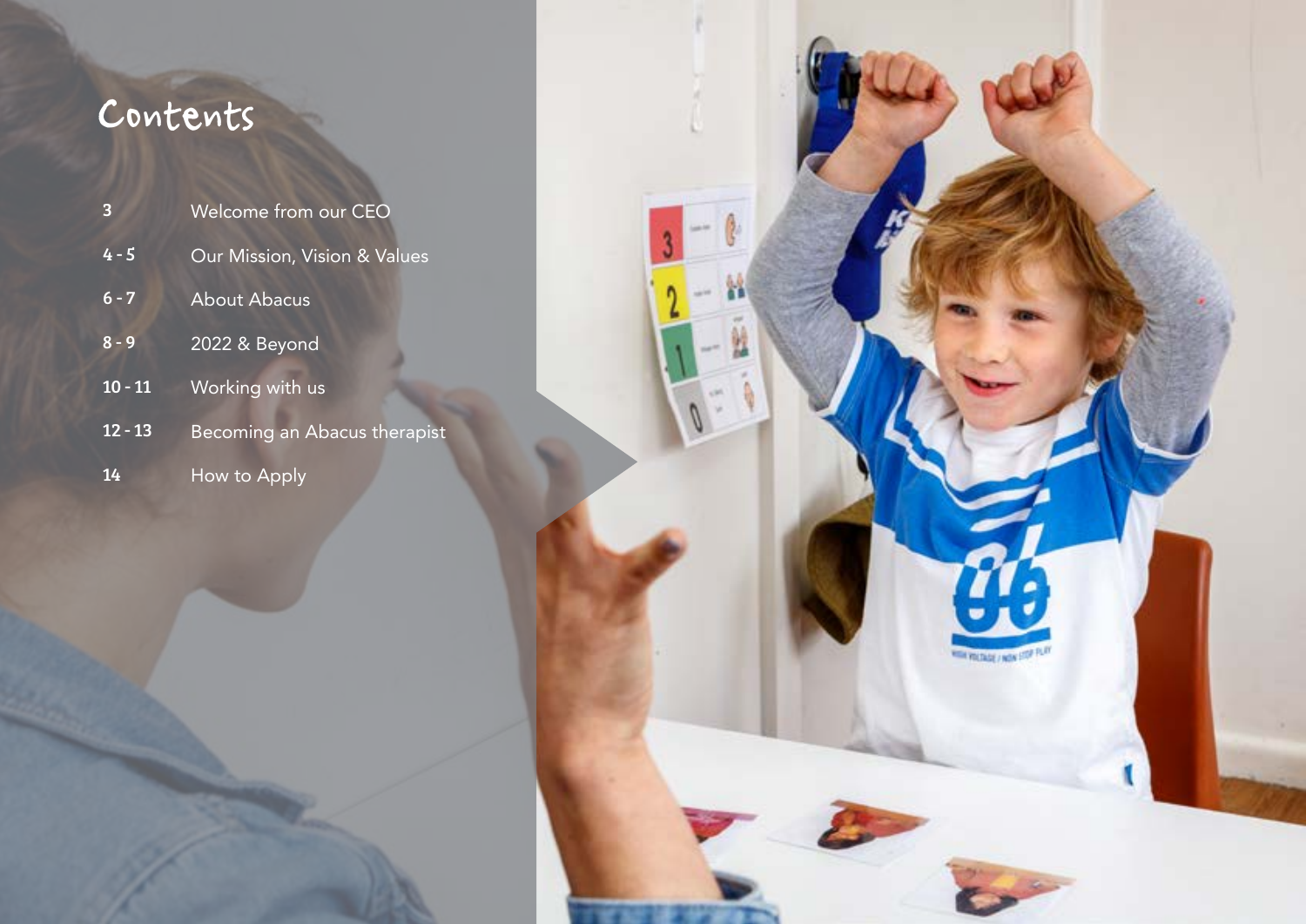# Contents

| | |
|---|---|
| 3 | Welcome from our CEO |
| 4 - 5 | Our Mission, Vision & Values |
| 6 - 7 | About Abacus |
| 8 - 9 | 2022 & Beyond |
| 10 - 11 | Working with us |
| 12 - 13 | Becoming an Abacus therapist |
| 14 | How to Apply |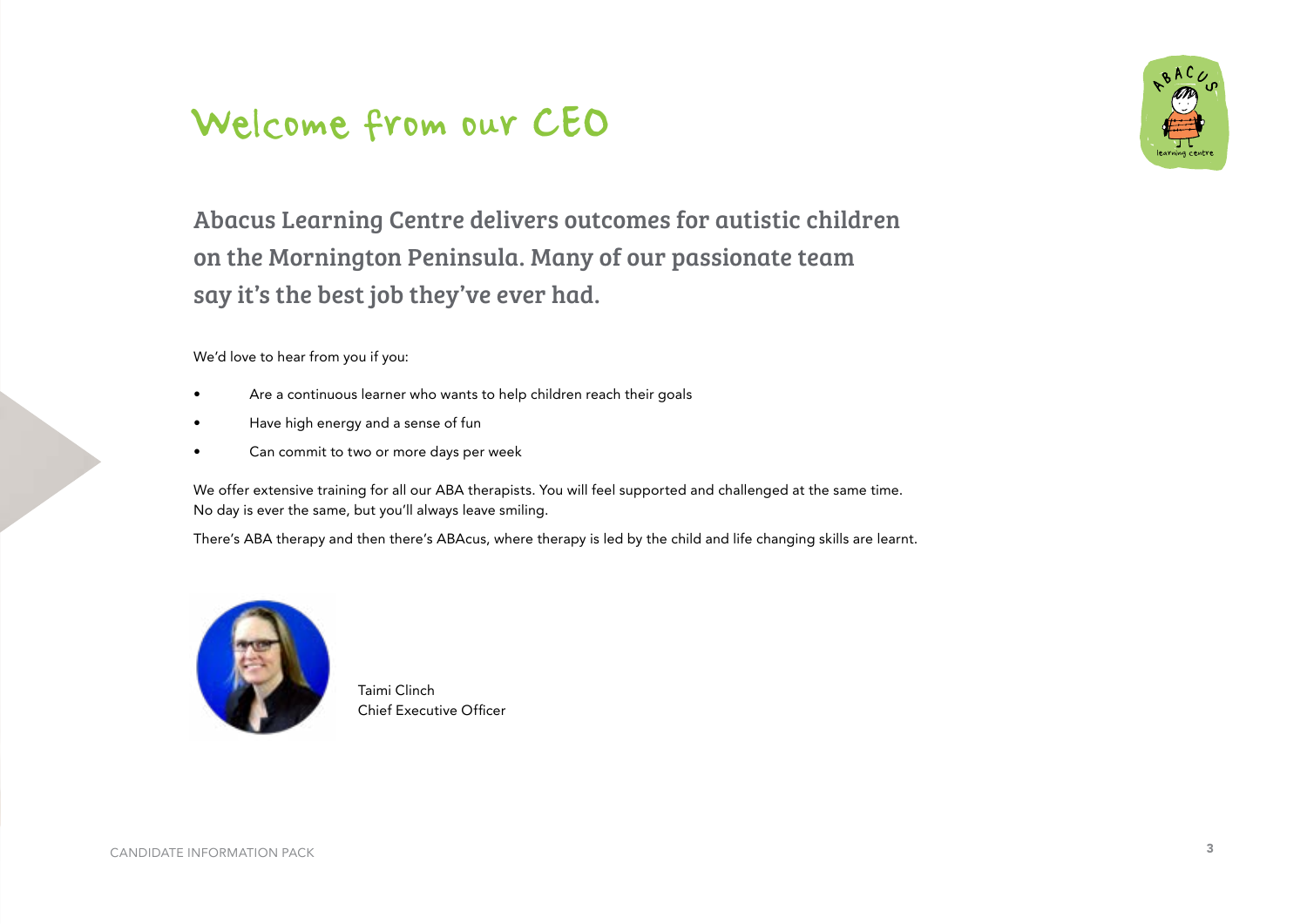# Welcome from our CEO

## Abacus Learning Centre delivers outcomes for autistic children on the Mornington Peninsula. Many of our passionate team say it's the best job they've ever had.

We'd love to hear from you if you:

- Are a continuous learner who wants to help children reach their goals
- Have high energy and a sense of fun
- Can commit to two or more days per week

We offer extensive training for all our ABA therapists. You will feel supported and challenged at the same time. No day is ever the same, but you'll always leave smiling.

There's ABA therapy and then there's ABAcus, where therapy is led by the child and life changing skills are learnt.

Taimi Clinch
Chief Executive Officer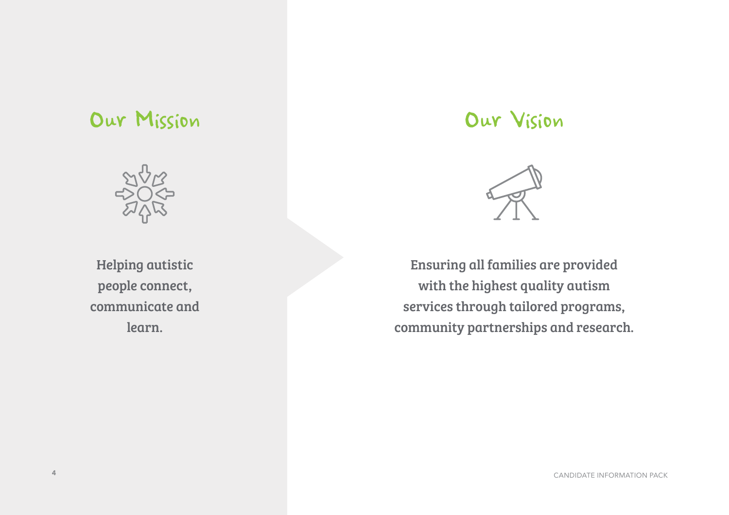## Our Mission

Helping autistic people connect, communicate and learn.

## Our Vision

Ensuring all families are provided with the highest quality autism services through tailored programs, community partnerships and research.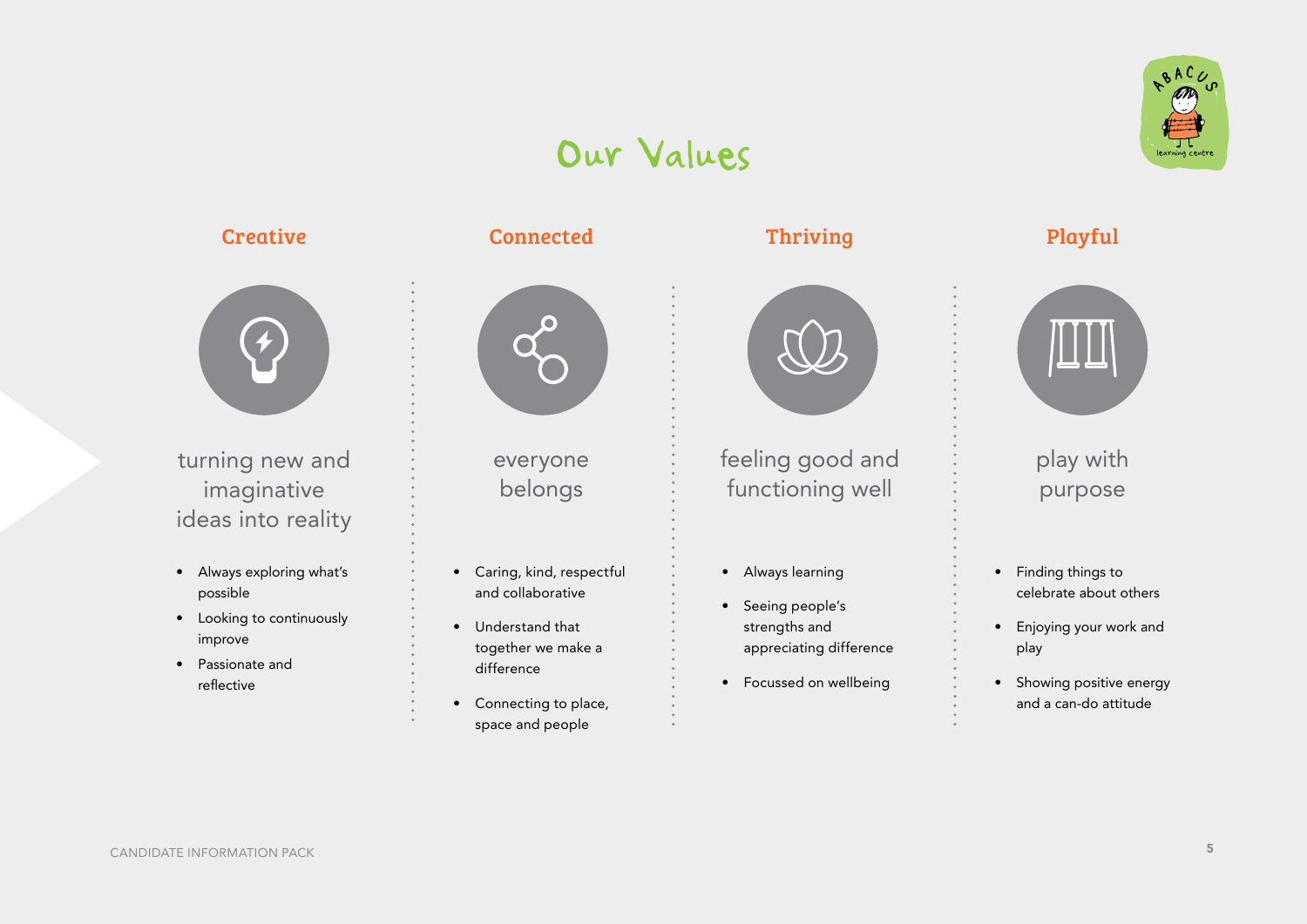# Our Values

## Creative

turning new and imaginative ideas into reality

- Always exploring what's possible
- Looking to continuously improve
- Passionate and reflective

## Connected

everyone belongs

- Caring, kind, respectful and collaborative
- Understand that together we make a difference
- Connecting to place, space and people

## Thriving

feeling good and functioning well

- Always learning
- Seeing people's strengths and appreciating difference
- Focussed on wellbeing

## Playful

play with purpose

- Finding things to celebrate about others
- Enjoying your work and play
- Showing positive energy and a can-do attitude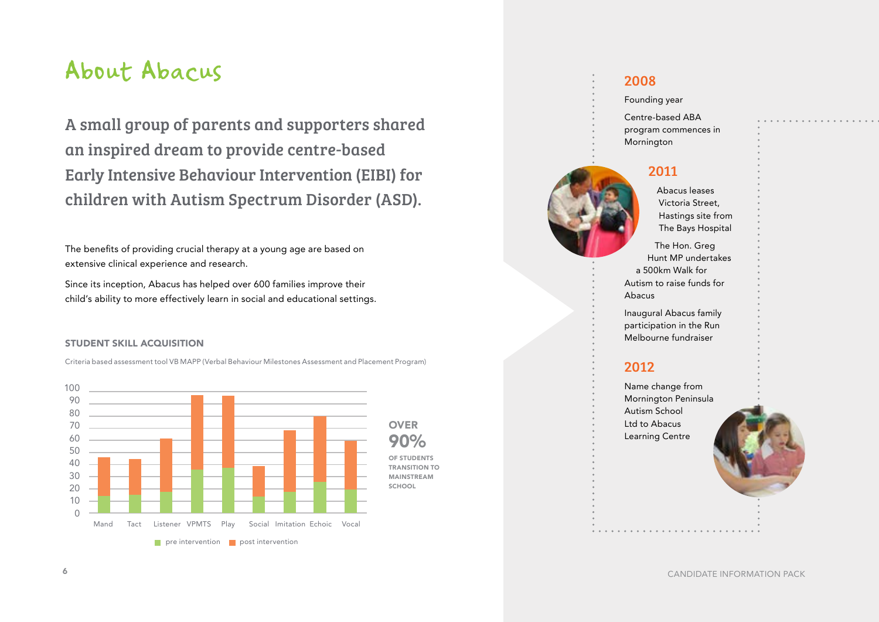# About Abacus

## A small group of parents and supporters shared an inspired dream to provide centre-based Early Intensive Behaviour Intervention (EIBI) for children with Autism Spectrum Disorder (ASD).

The benefits of providing crucial therapy at a young age are based on extensive clinical experience and research.

Since its inception, Abacus has helped over 600 families improve their child's ability to more effectively learn in social and educational settings.

### STUDENT SKILL ACQUISITION

Criteria based assessment tool VB MAPP (Verbal Behaviour Milestones Assessment and Placement Program)

| Skill | Pre intervention | Post intervention |
|---|---|---|
| Mand | 15 | 47 |
| Tact | 15 | 45 |
| Listener | 18 | 62 |
| VPMTS | 36 | 95 |
| Play | 37 | 95 |
| Social | 14 | 39 |
| Imitation | 18 | 68 |
| Echoic | 26 | 80 |
| Vocal | 20 | 60 |

**OVER 90%** OF STUDENTS TRANSITION TO MAINSTREAM SCHOOL

## 2008

Founding year

Centre-based ABA program commences in Mornington

## 2011

Abacus leases Victoria Street, Hastings site from The Bays Hospital

The Hon. Greg Hunt MP undertakes a 500km Walk for Autism to raise funds for Abacus

Inaugural Abacus family participation in the Run Melbourne fundraiser

## 2012

Name change from Mornington Peninsula Autism School Ltd to Abacus Learning Centre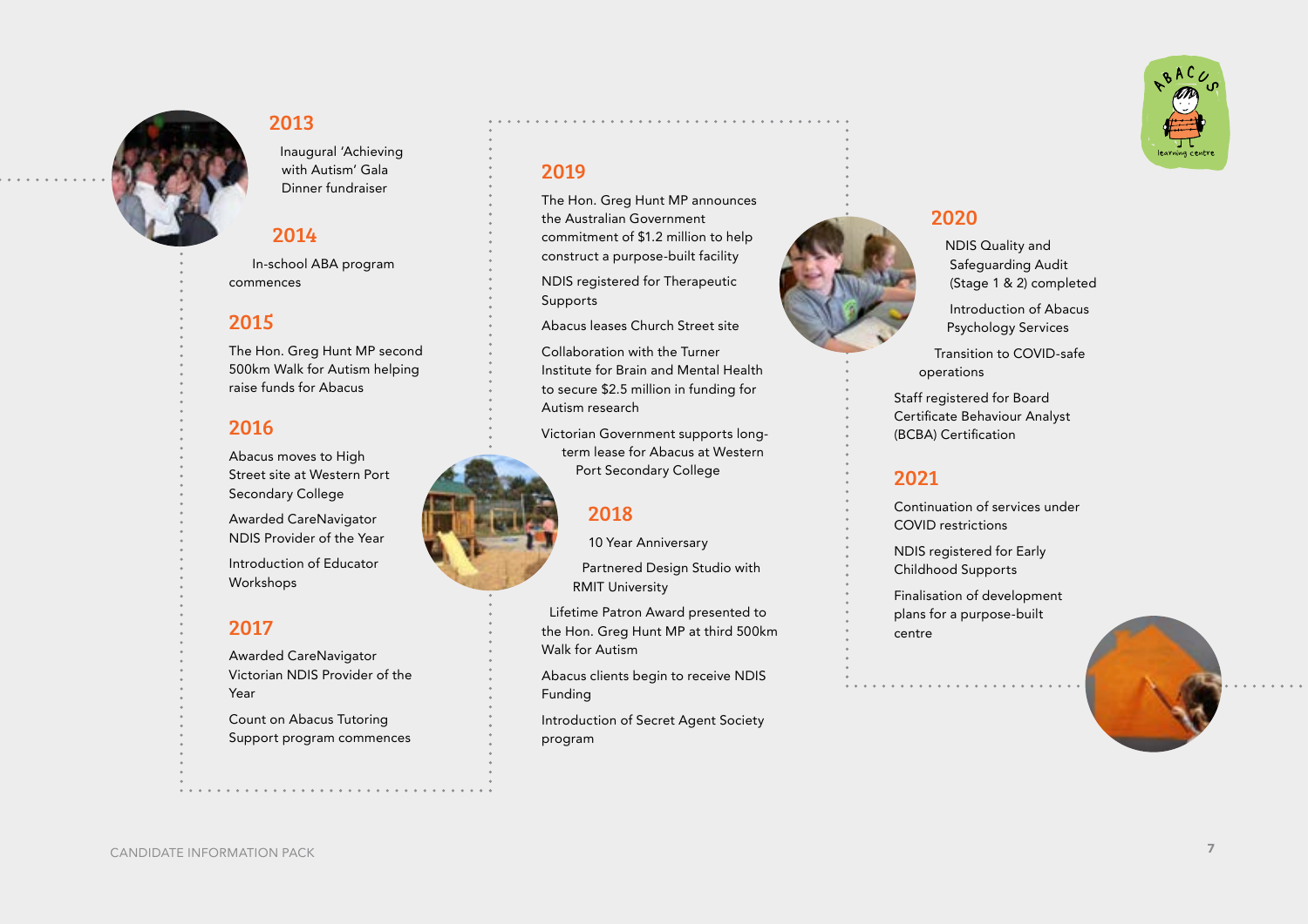## 2013

Inaugural 'Achieving with Autism' Gala Dinner fundraiser

## 2014

In-school ABA program commences

## 2015

The Hon. Greg Hunt MP second 500km Walk for Autism helping raise funds for Abacus

## 2016

Abacus moves to High Street site at Western Port Secondary College

Awarded CareNavigator NDIS Provider of the Year

Introduction of Educator Workshops

## 2017

Awarded CareNavigator Victorian NDIS Provider of the Year

Count on Abacus Tutoring Support program commences

## 2018

10 Year Anniversary

Partnered Design Studio with RMIT University

Lifetime Patron Award presented to the Hon. Greg Hunt MP at third 500km Walk for Autism

Abacus clients begin to receive NDIS Funding

Introduction of Secret Agent Society program

## 2019

The Hon. Greg Hunt MP announces the Australian Government commitment of $1.2 million to help construct a purpose-built facility

NDIS registered for Therapeutic Supports

Abacus leases Church Street site

Collaboration with the Turner Institute for Brain and Mental Health to secure $2.5 million in funding for Autism research

Victorian Government supports long-term lease for Abacus at Western Port Secondary College

## 2020

NDIS Quality and Safeguarding Audit (Stage 1 & 2) completed

Introduction of Abacus Psychology Services

Transition to COVID-safe operations

Staff registered for Board Certificate Behaviour Analyst (BCBA) Certification

## 2021

Continuation of services under COVID restrictions

NDIS registered for Early Childhood Supports

Finalisation of development plans for a purpose-built centre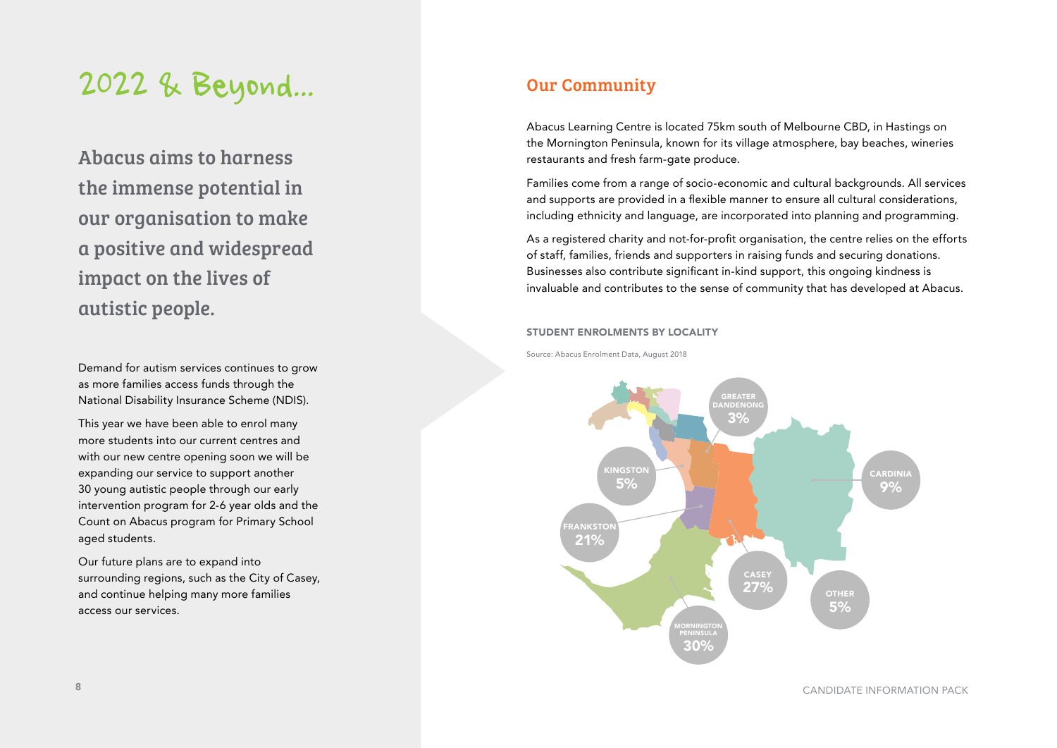# 2022 & Beyond...

## Abacus aims to harness the immense potential in our organisation to make a positive and widespread impact on the lives of autistic people.

Demand for autism services continues to grow as more families access funds through the National Disability Insurance Scheme (NDIS).

This year we have been able to enrol many more students into our current centres and with our new centre opening soon we will be expanding our service to support another 30 young autistic people through our early intervention program for 2-6 year olds and the Count on Abacus program for Primary School aged students.

Our future plans are to expand into surrounding regions, such as the City of Casey, and continue helping many more families access our services.

## Our Community

Abacus Learning Centre is located 75km south of Melbourne CBD, in Hastings on the Mornington Peninsula, known for its village atmosphere, bay beaches, wineries restaurants and fresh farm-gate produce.

Families come from a range of socio-economic and cultural backgrounds. All services and supports are provided in a flexible manner to ensure all cultural considerations, including ethnicity and language, are incorporated into planning and programming.

As a registered charity and not-for-profit organisation, the centre relies on the efforts of staff, families, friends and supporters in raising funds and securing donations. Businesses also contribute significant in-kind support, this ongoing kindness is invaluable and contributes to the sense of community that has developed at Abacus.

### STUDENT ENROLMENTS BY LOCALITY

Source: Abacus Enrolment Data, August 2018

| Locality | Percentage |
| --- | --- |
| Greater Dandenong | 3% |
| Kingston | 5% |
| Cardinia | 9% |
| Frankston | 21% |
| Casey | 27% |
| Other | 5% |
| Mornington Peninsula | 30% |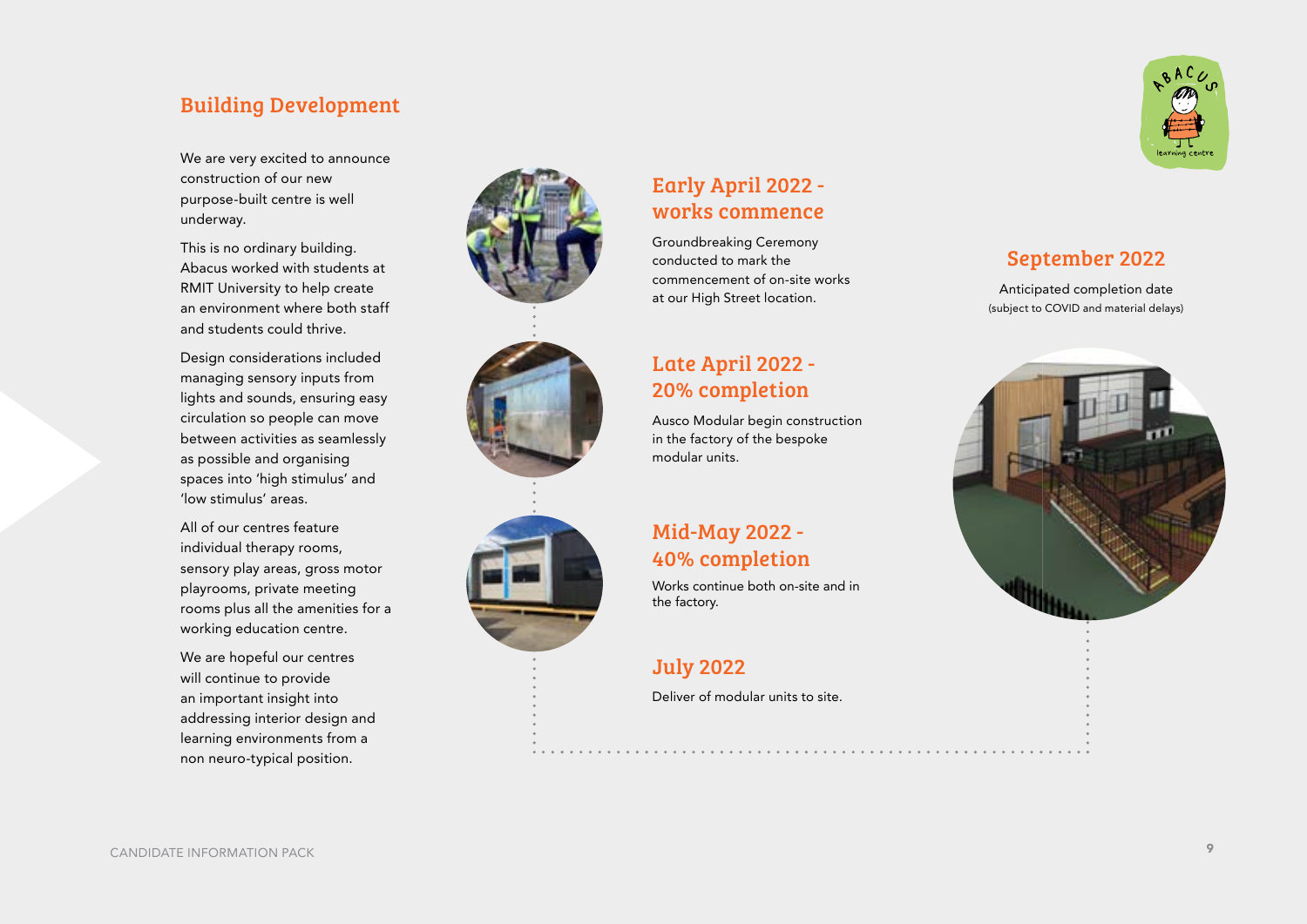## Building Development

We are very excited to announce construction of our new purpose-built centre is well underway.

This is no ordinary building. Abacus worked with students at RMIT University to help create an environment where both staff and students could thrive.

Design considerations included managing sensory inputs from lights and sounds, ensuring easy circulation so people can move between activities as seamlessly as possible and organising spaces into 'high stimulus' and 'low stimulus' areas.

All of our centres feature individual therapy rooms, sensory play areas, gross motor playrooms, private meeting rooms plus all the amenities for a working education centre.

We are hopeful our centres will continue to provide an important insight into addressing interior design and learning environments from a non neuro-typical position.

### Early April 2022 - works commence

Groundbreaking Ceremony conducted to mark the commencement of on-site works at our High Street location.

### Late April 2022 - 20% completion

Ausco Modular begin construction in the factory of the bespoke modular units.

### Mid-May 2022 - 40% completion

Works continue both on-site and in the factory.

### July 2022

Deliver of modular units to site.

### September 2022

Anticipated completion date
(subject to COVID and material delays)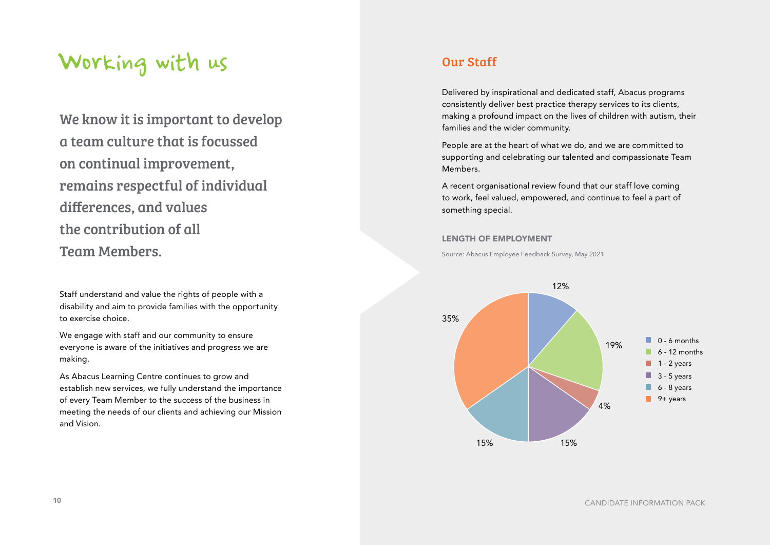# Working with us

## We know it is important to develop a team culture that is focussed on continual improvement, remains respectful of individual differences, and values the contribution of all Team Members.

Staff understand and value the rights of people with a disability and aim to provide families with the opportunity to exercise choice.

We engage with staff and our community to ensure everyone is aware of the initiatives and progress we are making.

As Abacus Learning Centre continues to grow and establish new services, we fully understand the importance of every Team Member to the success of the business in meeting the needs of our clients and achieving our Mission and Vision.

## Our Staff

Delivered by inspirational and dedicated staff, Abacus programs consistently deliver best practice therapy services to its clients, making a profound impact on the lives of children with autism, their families and the wider community.

People are at the heart of what we do, and we are committed to supporting and celebrating our talented and compassionate Team Members.

A recent organisational review found that our staff love coming to work, feel valued, empowered, and continue to feel a part of something special.

### LENGTH OF EMPLOYMENT

Source: Abacus Employee Feedback Survey, May 2021

| Length of employment | % |
|---|---|
| 0 - 6 months | 12% |
| 6 - 12 months | 19% |
| 1 - 2 years | 4% |
| 3 - 5 years | 15% |
| 6 - 8 years | 15% |
| 9+ years | 35% |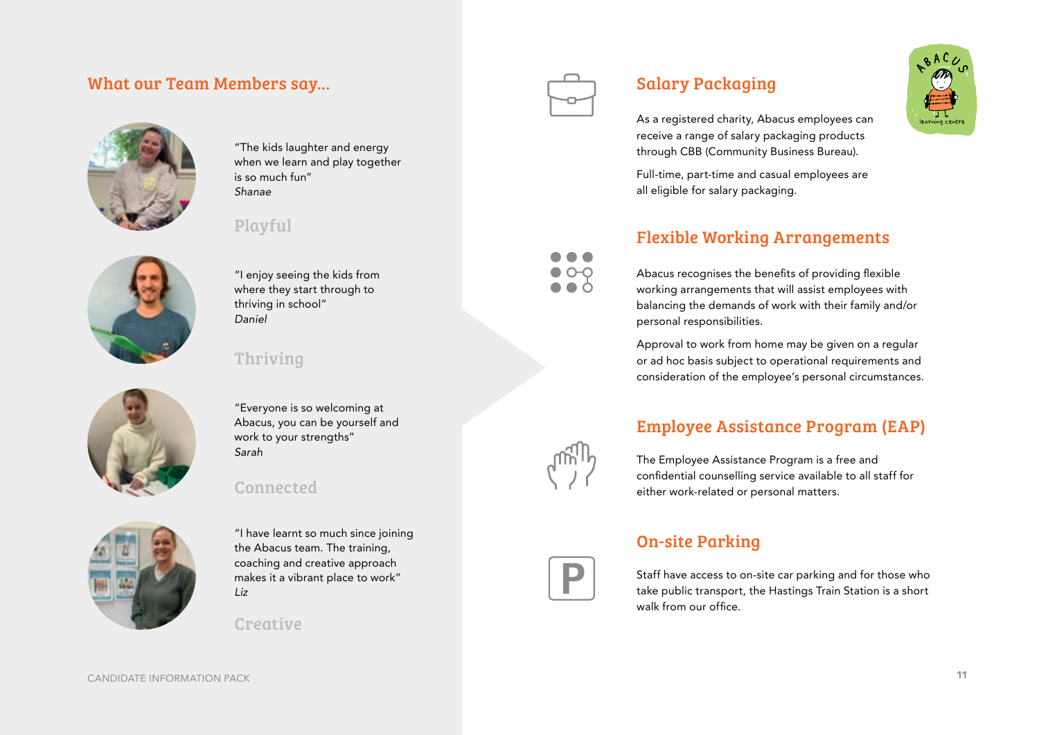## What our Team Members say...

"The kids laughter and energy when we learn and play together is so much fun"
*Shanae*

### Playful

"I enjoy seeing the kids from where they start through to thriving in school"
*Daniel*

### Thriving

"Everyone is so welcoming at Abacus, you can be yourself and work to your strengths"
*Sarah*

### Connected

"I have learnt so much since joining the Abacus team. The training, coaching and creative approach makes it a vibrant place to work"
*Liz*

### Creative

## Salary Packaging

As a registered charity, Abacus employees can receive a range of salary packaging products through CBB (Community Business Bureau).

Full-time, part-time and casual employees are all eligible for salary packaging.

## Flexible Working Arrangements

Abacus recognises the benefits of providing flexible working arrangements that will assist employees with balancing the demands of work with their family and/or personal responsibilities.

Approval to work from home may be given on a regular or ad hoc basis subject to operational requirements and consideration of the employee's personal circumstances.

## Employee Assistance Program (EAP)

The Employee Assistance Program is a free and confidential counselling service available to all staff for either work-related or personal matters.

## On-site Parking

Staff have access to on-site car parking and for those who take public transport, the Hastings Train Station is a short walk from our office.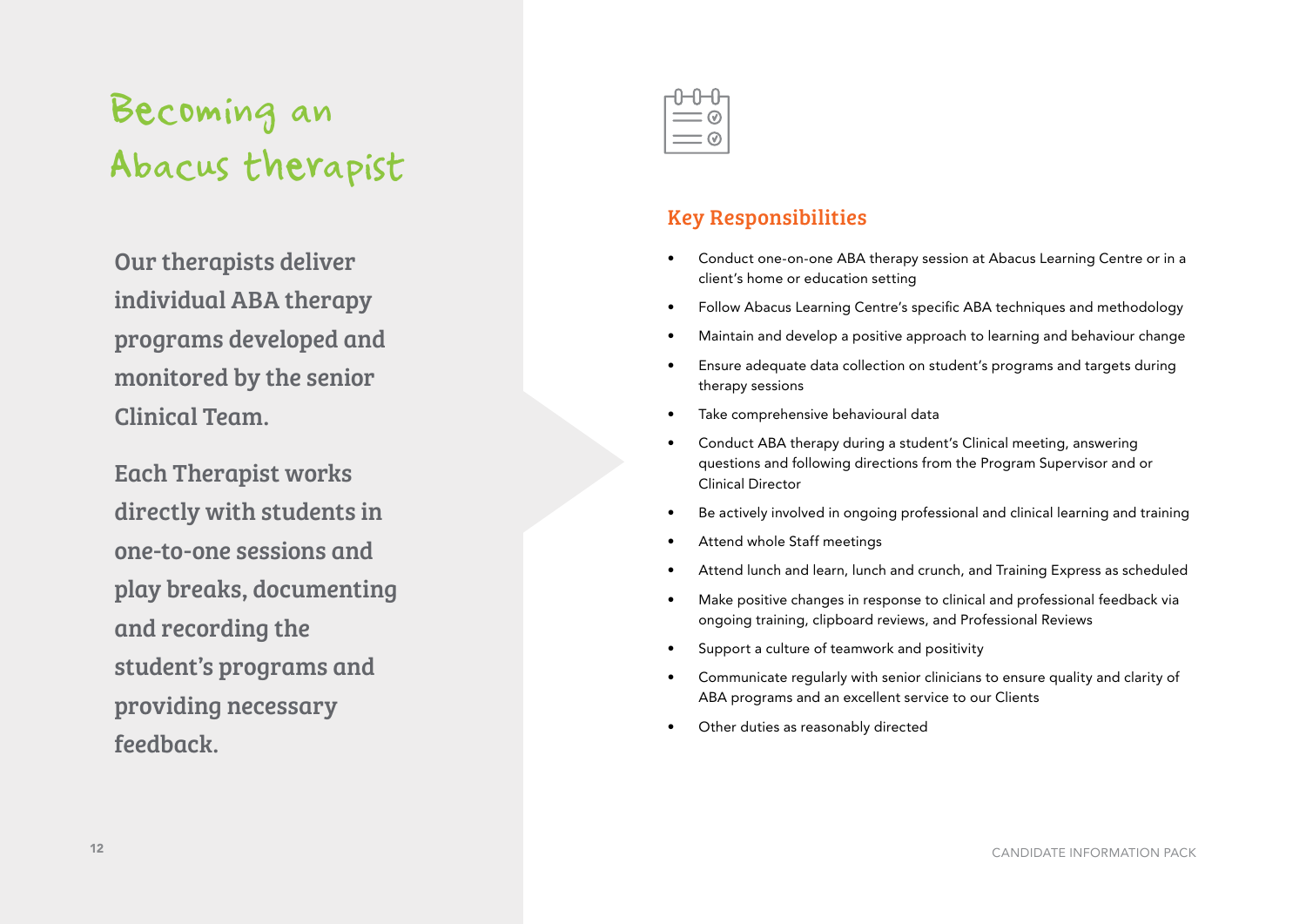# Becoming an Abacus therapist

Our therapists deliver individual ABA therapy programs developed and monitored by the senior Clinical Team.

Each Therapist works directly with students in one-to-one sessions and play breaks, documenting and recording the student's programs and providing necessary feedback.

## Key Responsibilities

- Conduct one-on-one ABA therapy session at Abacus Learning Centre or in a client's home or education setting
- Follow Abacus Learning Centre's specific ABA techniques and methodology
- Maintain and develop a positive approach to learning and behaviour change
- Ensure adequate data collection on student's programs and targets during therapy sessions
- Take comprehensive behavioural data
- Conduct ABA therapy during a student's Clinical meeting, answering questions and following directions from the Program Supervisor and or Clinical Director
- Be actively involved in ongoing professional and clinical learning and training
- Attend whole Staff meetings
- Attend lunch and learn, lunch and crunch, and Training Express as scheduled
- Make positive changes in response to clinical and professional feedback via ongoing training, clipboard reviews, and Professional Reviews
- Support a culture of teamwork and positivity
- Communicate regularly with senior clinicians to ensure quality and clarity of ABA programs and an excellent service to our Clients
- Other duties as reasonably directed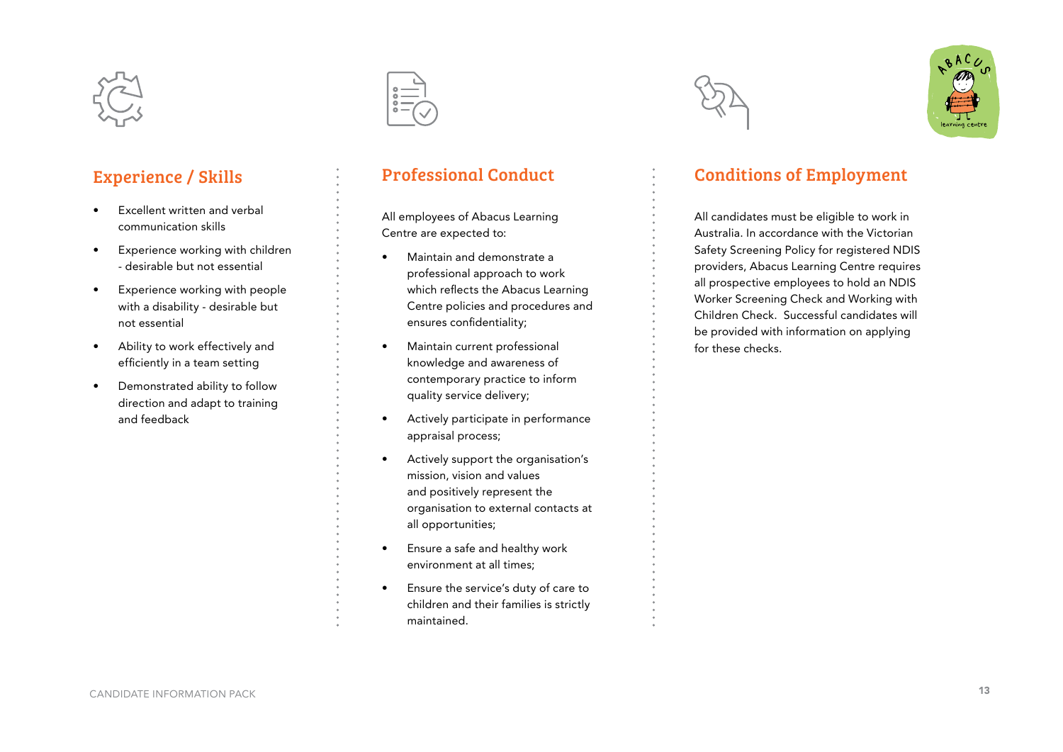## Experience / Skills

- Excellent written and verbal communication skills
- Experience working with children - desirable but not essential
- Experience working with people with a disability - desirable but not essential
- Ability to work effectively and efficiently in a team setting
- Demonstrated ability to follow direction and adapt to training and feedback

## Professional Conduct

All employees of Abacus Learning Centre are expected to:

- Maintain and demonstrate a professional approach to work which reflects the Abacus Learning Centre policies and procedures and ensures confidentiality;
- Maintain current professional knowledge and awareness of contemporary practice to inform quality service delivery;
- Actively participate in performance appraisal process;
- Actively support the organisation's mission, vision and values and positively represent the organisation to external contacts at all opportunities;
- Ensure a safe and healthy work environment at all times;
- Ensure the service's duty of care to children and their families is strictly maintained.

## Conditions of Employment

All candidates must be eligible to work in Australia. In accordance with the Victorian Safety Screening Policy for registered NDIS providers, Abacus Learning Centre requires all prospective employees to hold an NDIS Worker Screening Check and Working with Children Check. Successful candidates will be provided with information on applying for these checks.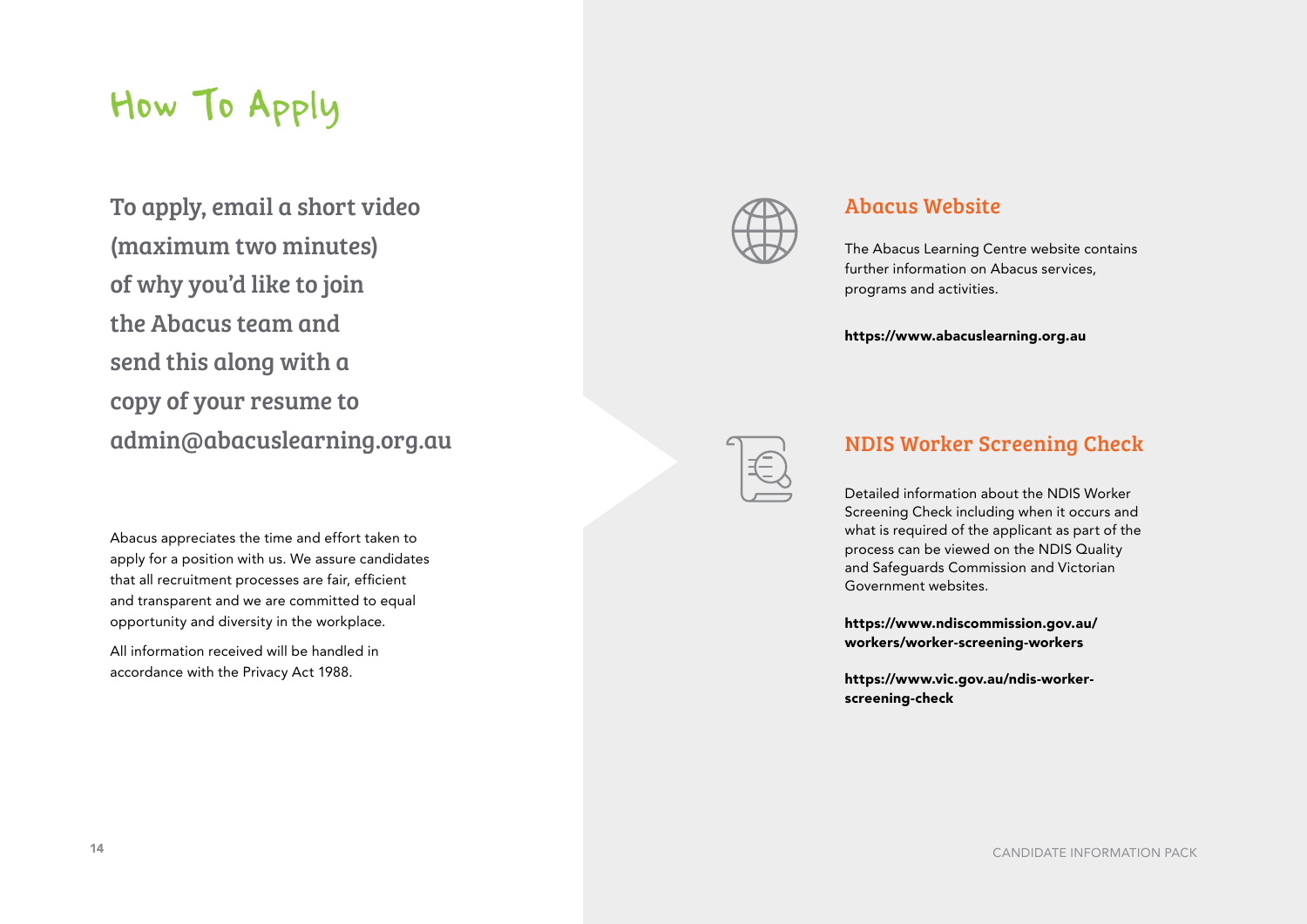# How To Apply

To apply, email a short video (maximum two minutes) of why you'd like to join the Abacus team and send this along with a copy of your resume to admin@abacuslearning.org.au

Abacus appreciates the time and effort taken to apply for a position with us. We assure candidates that all recruitment processes are fair, efficient and transparent and we are committed to equal opportunity and diversity in the workplace.

All information received will be handled in accordance with the Privacy Act 1988.

## Abacus Website

The Abacus Learning Centre website contains further information on Abacus services, programs and activities.

**https://www.abacuslearning.org.au**

## NDIS Worker Screening Check

Detailed information about the NDIS Worker Screening Check including when it occurs and what is required of the applicant as part of the process can be viewed on the NDIS Quality and Safeguards Commission and Victorian Government websites.

**https://www.ndiscommission.gov.au/workers/worker-screening-workers**

**https://www.vic.gov.au/ndis-worker-screening-check**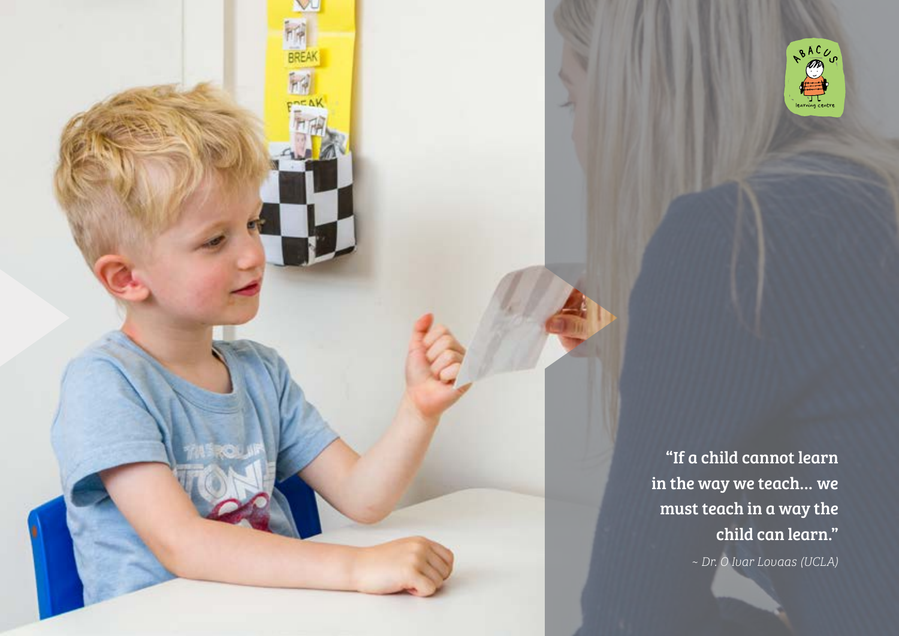"If a child cannot learn in the way we teach... we must teach in a way the child can learn."

*~ Dr. O Ivar Lovaas (UCLA)*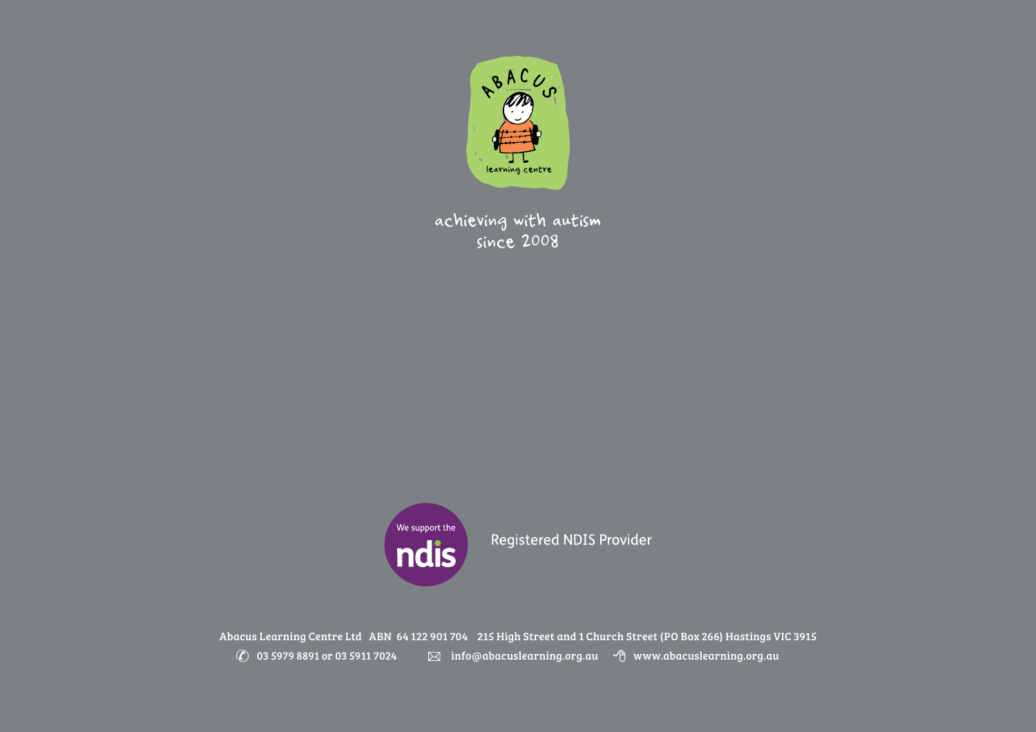ABACUS learning centre

achieving with autism
since 2008

We support the ndis

Registered NDIS Provider

Abacus Learning Centre Ltd ABN 64 122 901 704 215 High Street and 1 Church Street (PO Box 266) Hastings VIC 3915

03 5979 8891 or 03 5911 7024 info@abacuslearning.org.au www.abacuslearning.org.au